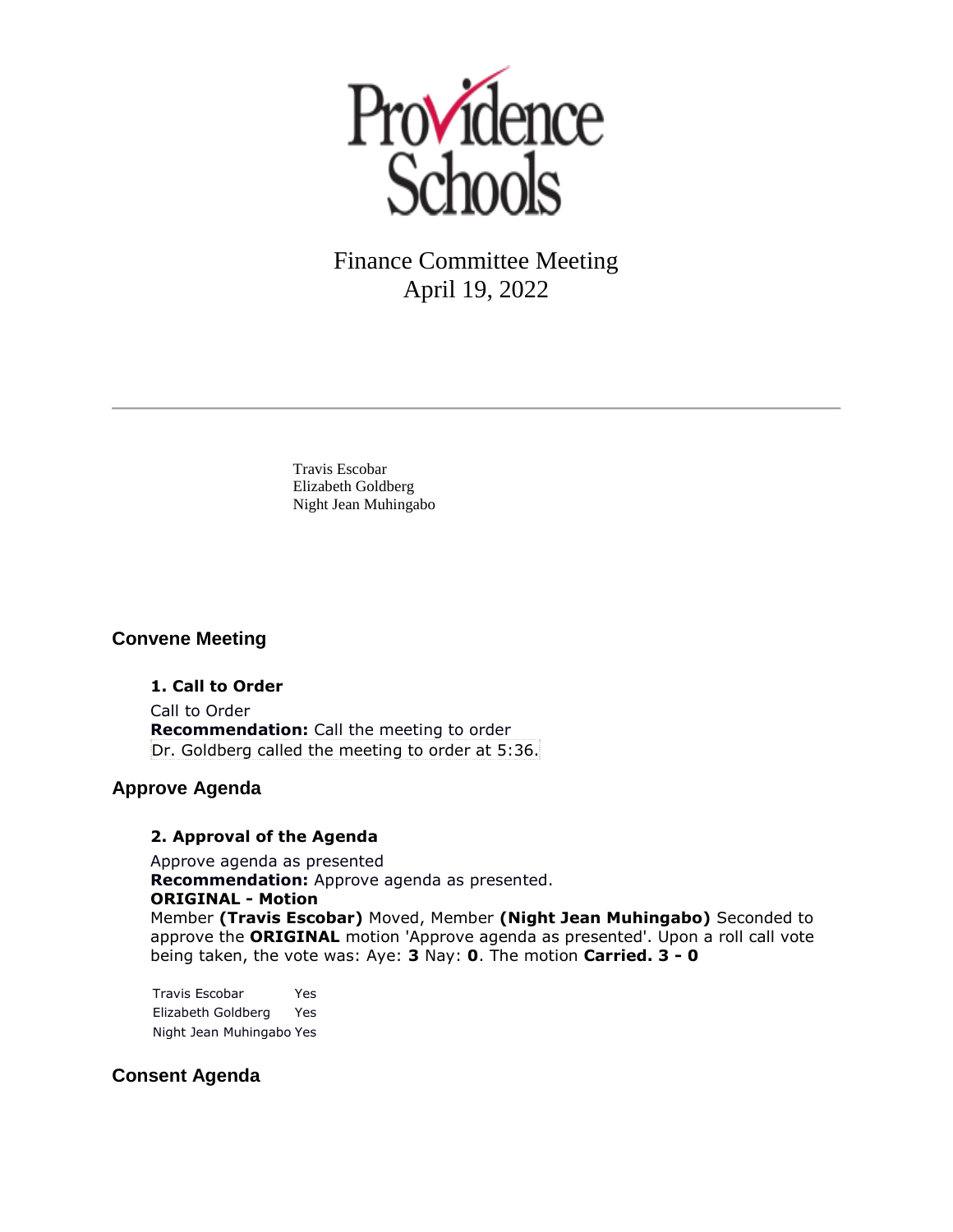# Providence Schools

Finance Committee Meeting
April 19, 2022

Travis Escobar
Elizabeth Goldberg
Night Jean Muhingabo

## Convene Meeting

### 1. Call to Order

Call to Order
**Recommendation:** Call the meeting to order
Dr. Goldberg called the meeting to order at 5:36.

## Approve Agenda

### 2. Approval of the Agenda

Approve agenda as presented
**Recommendation:** Approve agenda as presented.
**ORIGINAL - Motion**
Member **(Travis Escobar)** Moved, Member **(Night Jean Muhingabo)** Seconded to approve the **ORIGINAL** motion 'Approve agenda as presented'. Upon a roll call vote being taken, the vote was: Aye: **3** Nay: **0**. The motion **Carried. 3 - 0**

| | |
|---|---|
| Travis Escobar | Yes |
| Elizabeth Goldberg | Yes |
| Night Jean Muhingabo | Yes |

## Consent Agenda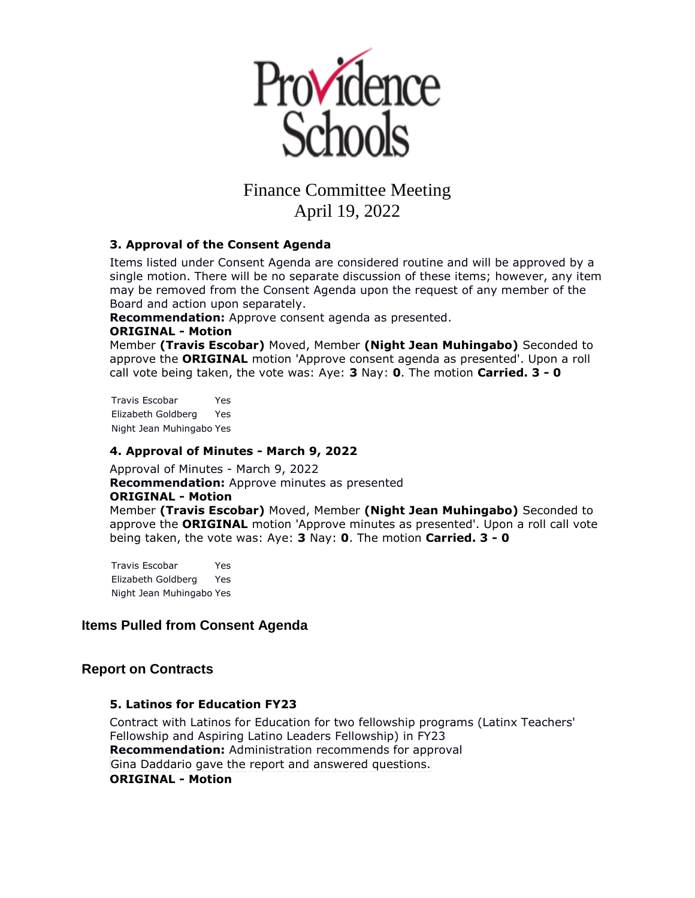# Finance Committee Meeting
April 19, 2022

### 3. Approval of the Consent Agenda

Items listed under Consent Agenda are considered routine and will be approved by a single motion. There will be no separate discussion of these items; however, any item may be removed from the Consent Agenda upon the request of any member of the Board and action upon separately.

**Recommendation:** Approve consent agenda as presented.

**ORIGINAL - Motion**

Member **(Travis Escobar)** Moved, Member **(Night Jean Muhingabo)** Seconded to approve the **ORIGINAL** motion 'Approve consent agenda as presented'. Upon a roll call vote being taken, the vote was: Aye: **3** Nay: **0**. The motion **Carried. 3 - 0**

| | |
|---|---|
| Travis Escobar | Yes |
| Elizabeth Goldberg | Yes |
| Night Jean Muhingabo | Yes |

### 4. Approval of Minutes - March 9, 2022

Approval of Minutes - March 9, 2022

**Recommendation:** Approve minutes as presented

**ORIGINAL - Motion**

Member **(Travis Escobar)** Moved, Member **(Night Jean Muhingabo)** Seconded to approve the **ORIGINAL** motion 'Approve minutes as presented'. Upon a roll call vote being taken, the vote was: Aye: **3** Nay: **0**. The motion **Carried. 3 - 0**

| | |
|---|---|
| Travis Escobar | Yes |
| Elizabeth Goldberg | Yes |
| Night Jean Muhingabo | Yes |

## Items Pulled from Consent Agenda

## Report on Contracts

### 5. Latinos for Education FY23

Contract with Latinos for Education for two fellowship programs (Latinx Teachers' Fellowship and Aspiring Latino Leaders Fellowship) in FY23

**Recommendation:** Administration recommends for approval

Gina Daddario gave the report and answered questions.

**ORIGINAL - Motion**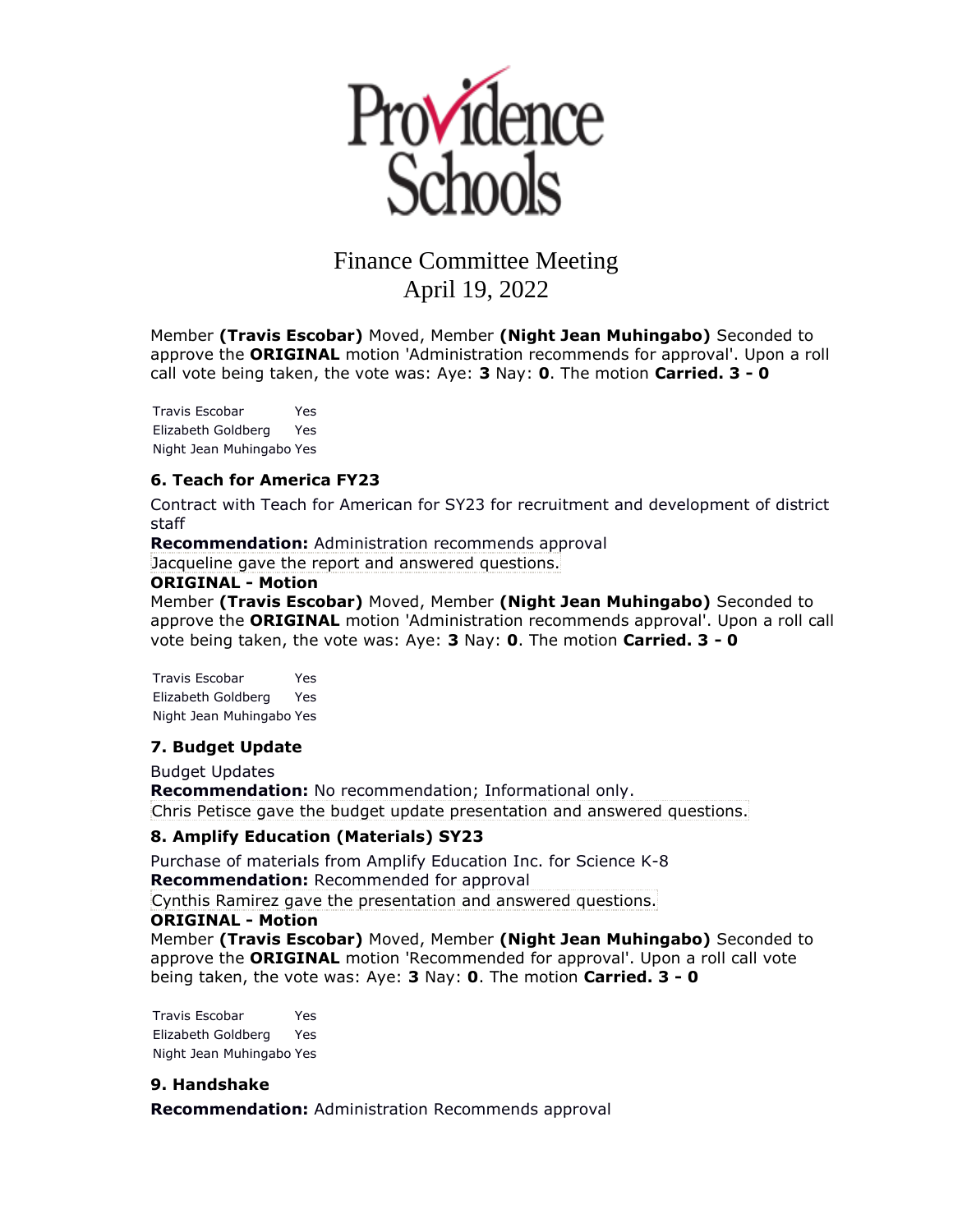Providence Schools

Finance Committee Meeting
April 19, 2022

Member **(Travis Escobar)** Moved, Member **(Night Jean Muhingabo)** Seconded to approve the **ORIGINAL** motion 'Administration recommends for approval'. Upon a roll call vote being taken, the vote was: Aye: **3** Nay: **0**. The motion **Carried. 3 - 0**

| | |
|---|---|
| Travis Escobar | Yes |
| Elizabeth Goldberg | Yes |
| Night Jean Muhingabo | Yes |

### 6. Teach for America FY23

Contract with Teach for American for SY23 for recruitment and development of district staff

**Recommendation:** Administration recommends approval

Jacqueline gave the report and answered questions.

**ORIGINAL - Motion**

Member **(Travis Escobar)** Moved, Member **(Night Jean Muhingabo)** Seconded to approve the **ORIGINAL** motion 'Administration recommends approval'. Upon a roll call vote being taken, the vote was: Aye: **3** Nay: **0**. The motion **Carried. 3 - 0**

| | |
|---|---|
| Travis Escobar | Yes |
| Elizabeth Goldberg | Yes |
| Night Jean Muhingabo | Yes |

### 7. Budget Update

Budget Updates

**Recommendation:** No recommendation; Informational only.

Chris Petisce gave the budget update presentation and answered questions.

### 8. Amplify Education (Materials) SY23

Purchase of materials from Amplify Education Inc. for Science K-8

**Recommendation:** Recommended for approval

Cynthis Ramirez gave the presentation and answered questions.

**ORIGINAL - Motion**

Member **(Travis Escobar)** Moved, Member **(Night Jean Muhingabo)** Seconded to approve the **ORIGINAL** motion 'Recommended for approval'. Upon a roll call vote being taken, the vote was: Aye: **3** Nay: **0**. The motion **Carried. 3 - 0**

| | |
|---|---|
| Travis Escobar | Yes |
| Elizabeth Goldberg | Yes |
| Night Jean Muhingabo | Yes |

### 9. Handshake

**Recommendation:** Administration Recommends approval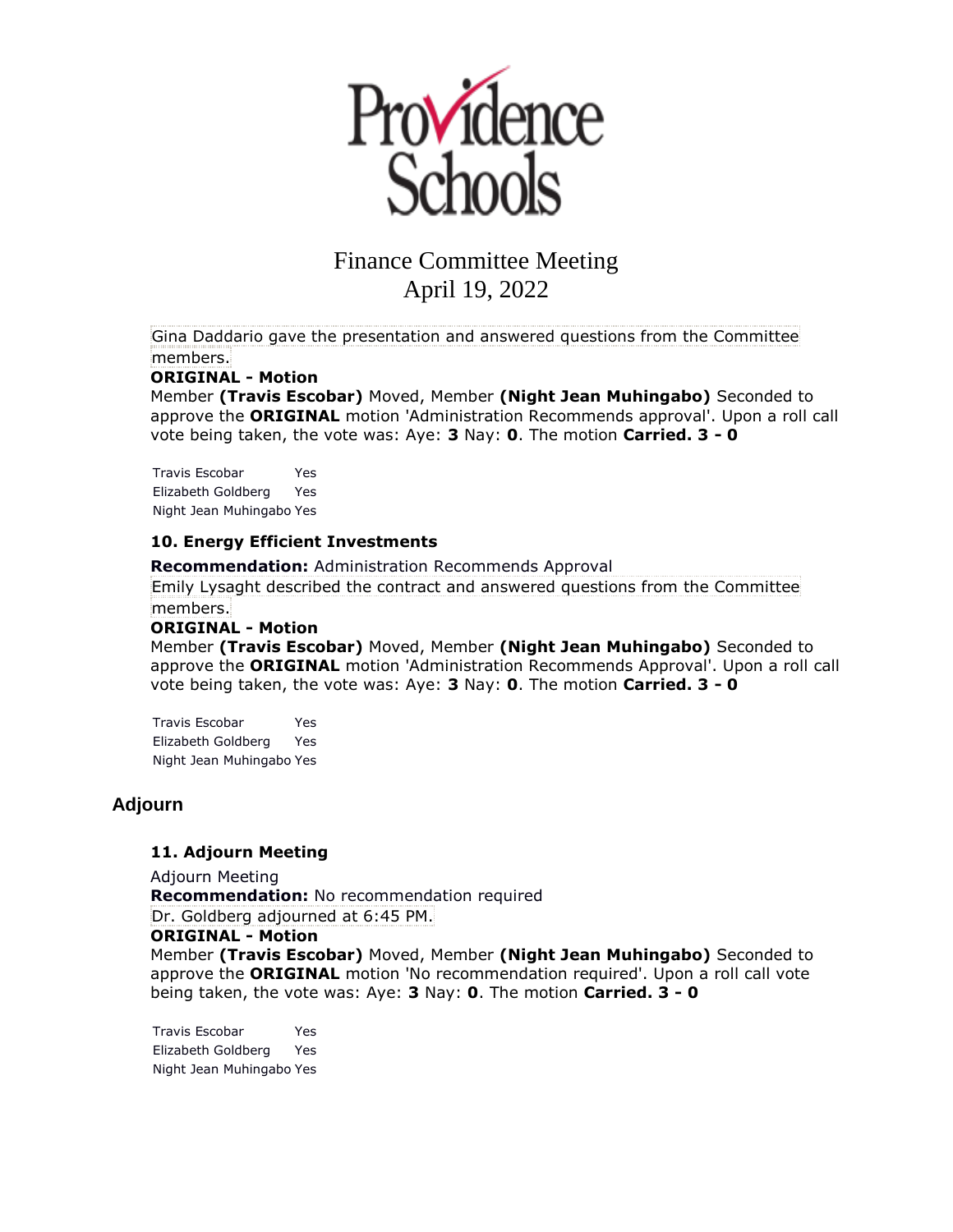Providence Schools

# Finance Committee Meeting
April 19, 2022

Gina Daddario gave the presentation and answered questions from the Committee members.

**ORIGINAL - Motion**

Member **(Travis Escobar)** Moved, Member **(Night Jean Muhingabo)** Seconded to approve the **ORIGINAL** motion 'Administration Recommends approval'. Upon a roll call vote being taken, the vote was: Aye: **3** Nay: **0**. The motion **Carried. 3 - 0**

| | |
|---|---|
| Travis Escobar | Yes |
| Elizabeth Goldberg | Yes |
| Night Jean Muhingabo | Yes |

### 10. Energy Efficient Investments

**Recommendation:** Administration Recommends Approval

Emily Lysaght described the contract and answered questions from the Committee members.

**ORIGINAL - Motion**

Member **(Travis Escobar)** Moved, Member **(Night Jean Muhingabo)** Seconded to approve the **ORIGINAL** motion 'Administration Recommends Approval'. Upon a roll call vote being taken, the vote was: Aye: **3** Nay: **0**. The motion **Carried. 3 - 0**

| | |
|---|---|
| Travis Escobar | Yes |
| Elizabeth Goldberg | Yes |
| Night Jean Muhingabo | Yes |

## Adjourn

### 11. Adjourn Meeting

Adjourn Meeting

**Recommendation:** No recommendation required

Dr. Goldberg adjourned at 6:45 PM.

**ORIGINAL - Motion**

Member **(Travis Escobar)** Moved, Member **(Night Jean Muhingabo)** Seconded to approve the **ORIGINAL** motion 'No recommendation required'. Upon a roll call vote being taken, the vote was: Aye: **3** Nay: **0**. The motion **Carried. 3 - 0**

| | |
|---|---|
| Travis Escobar | Yes |
| Elizabeth Goldberg | Yes |
| Night Jean Muhingabo | Yes |